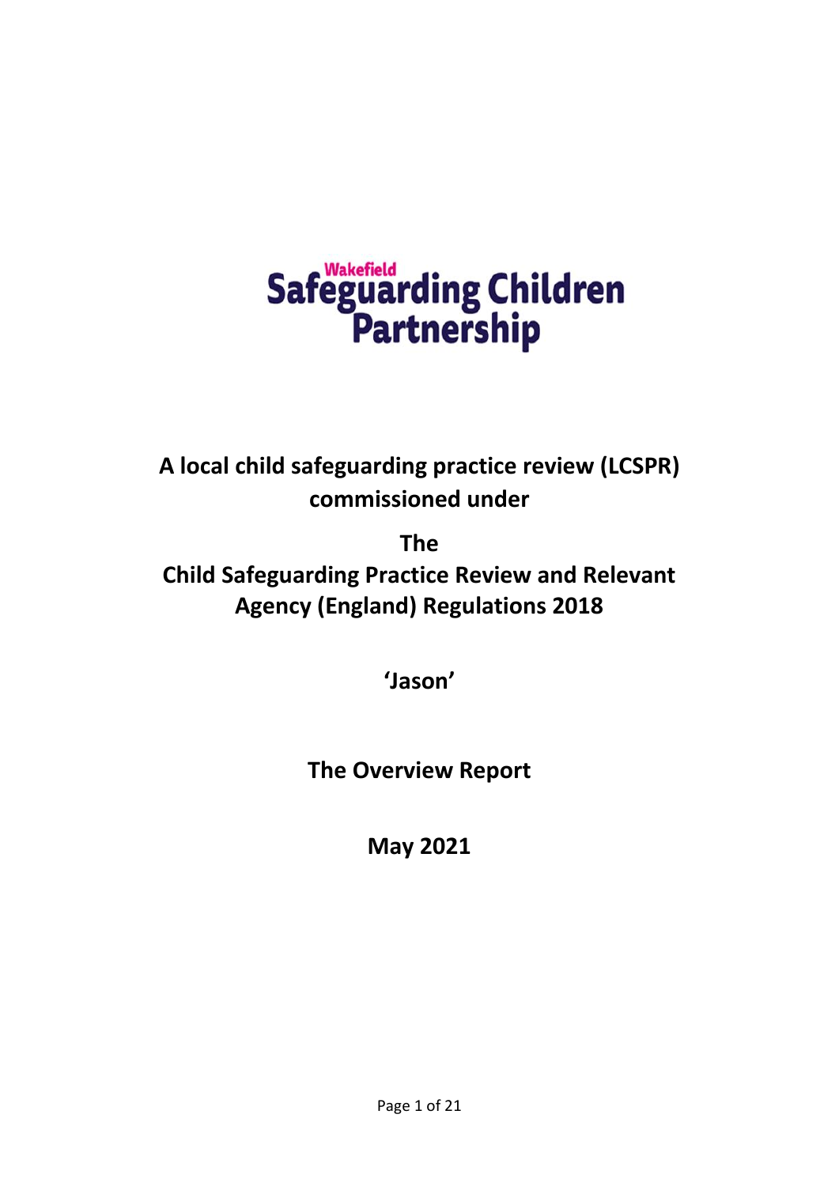Wakefield Safeguarding Children Partnership

# A local child safeguarding practice review (LCSPR) commissioned under

# The Child Safeguarding Practice Review and Relevant Agency (England) Regulations 2018

## 'Jason'

## The Overview Report

## May 2021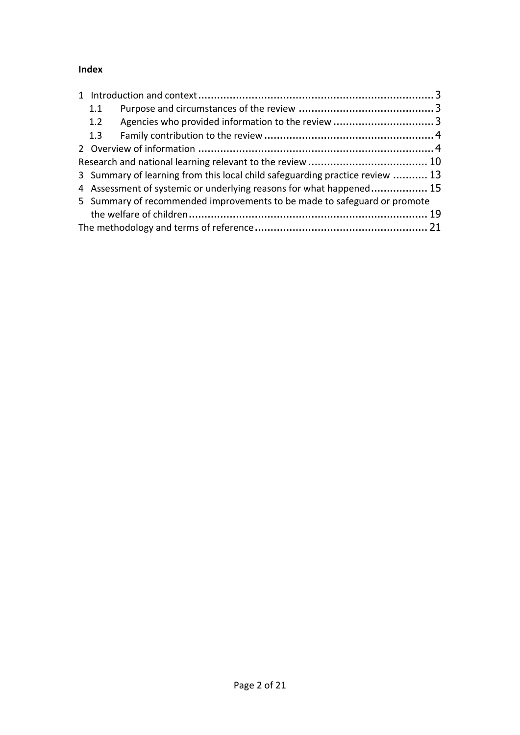**Index**

1 Introduction and context ........................................................................... 3
  1.1 Purpose and circumstances of the review ........................................... 3
  1.2 Agencies who provided information to the review ................................ 3
  1.3 Family contribution to the review ...................................................... 4
2 Overview of information ........................................................................... 4
Research and national learning relevant to the review ...................................... 10
3 Summary of learning from this local child safeguarding practice review ........... 13
4 Assessment of systemic or underlying reasons for what happened.................. 15
5 Summary of recommended improvements to be made to safeguard or promote the welfare of children............................................................................ 19
The methodology and terms of reference....................................................... 21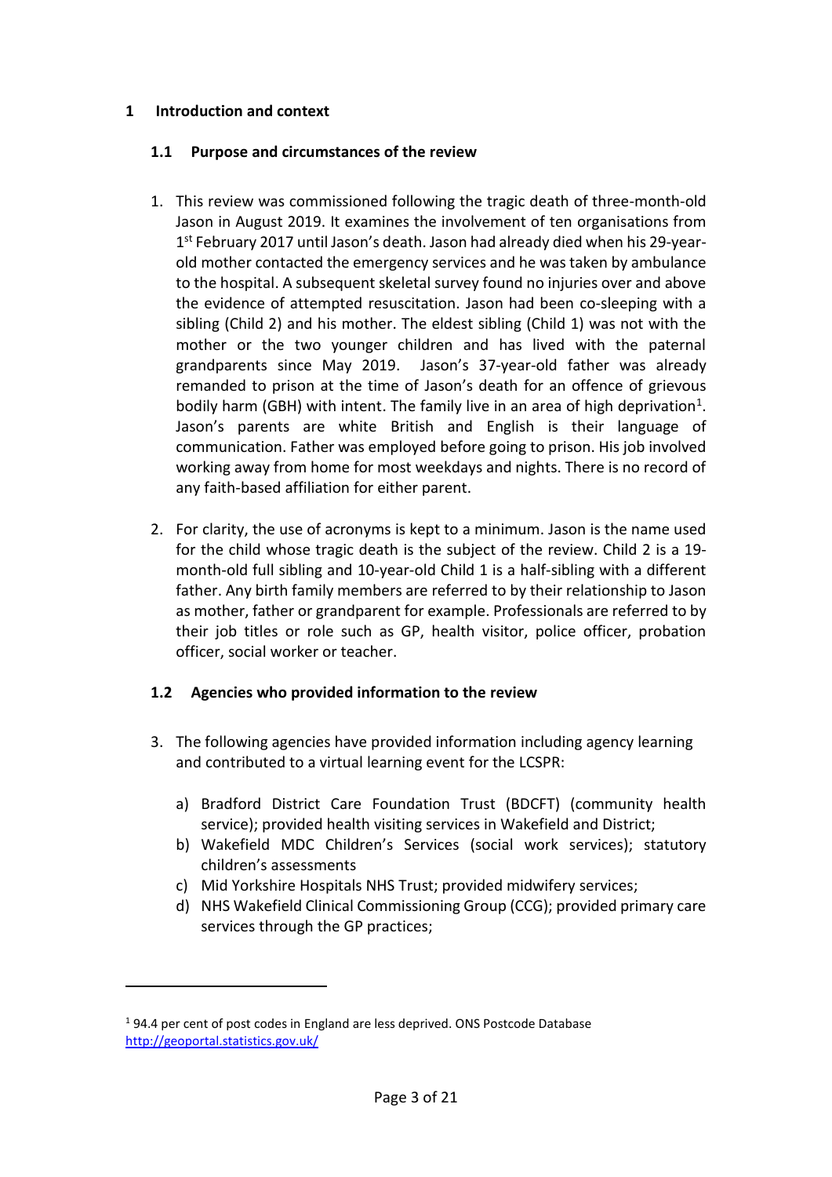# 1 Introduction and context

## 1.1 Purpose and circumstances of the review

1. This review was commissioned following the tragic death of three-month-old Jason in August 2019. It examines the involvement of ten organisations from 1st February 2017 until Jason's death. Jason had already died when his 29-year-old mother contacted the emergency services and he was taken by ambulance to the hospital. A subsequent skeletal survey found no injuries over and above the evidence of attempted resuscitation. Jason had been co-sleeping with a sibling (Child 2) and his mother. The eldest sibling (Child 1) was not with the mother or the two younger children and has lived with the paternal grandparents since May 2019. Jason's 37-year-old father was already remanded to prison at the time of Jason's death for an offence of grievous bodily harm (GBH) with intent. The family live in an area of high deprivation[1]. Jason's parents are white British and English is their language of communication. Father was employed before going to prison. His job involved working away from home for most weekdays and nights. There is no record of any faith-based affiliation for either parent.

2. For clarity, the use of acronyms is kept to a minimum. Jason is the name used for the child whose tragic death is the subject of the review. Child 2 is a 19-month-old full sibling and 10-year-old Child 1 is a half-sibling with a different father. Any birth family members are referred to by their relationship to Jason as mother, father or grandparent for example. Professionals are referred to by their job titles or role such as GP, health visitor, police officer, probation officer, social worker or teacher.

## 1.2 Agencies who provided information to the review

3. The following agencies have provided information including agency learning and contributed to a virtual learning event for the LCSPR:

   a) Bradford District Care Foundation Trust (BDCFT) (community health service); provided health visiting services in Wakefield and District;
   b) Wakefield MDC Children's Services (social work services); statutory children's assessments
   c) Mid Yorkshire Hospitals NHS Trust; provided midwifery services;
   d) NHS Wakefield Clinical Commissioning Group (CCG); provided primary care services through the GP practices;

---

[1] 94.4 per cent of post codes in England are less deprived. ONS Postcode Database http://geoportal.statistics.gov.uk/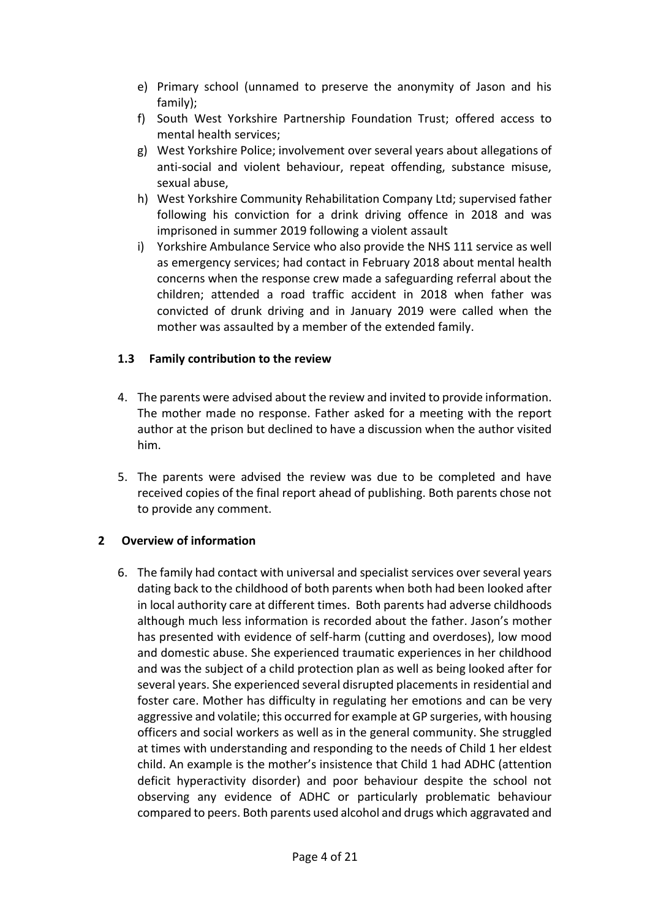e) Primary school (unnamed to preserve the anonymity of Jason and his family);
f) South West Yorkshire Partnership Foundation Trust; offered access to mental health services;
g) West Yorkshire Police; involvement over several years about allegations of anti-social and violent behaviour, repeat offending, substance misuse, sexual abuse,
h) West Yorkshire Community Rehabilitation Company Ltd; supervised father following his conviction for a drink driving offence in 2018 and was imprisoned in summer 2019 following a violent assault
i) Yorkshire Ambulance Service who also provide the NHS 111 service as well as emergency services; had contact in February 2018 about mental health concerns when the response crew made a safeguarding referral about the children; attended a road traffic accident in 2018 when father was convicted of drunk driving and in January 2019 were called when the mother was assaulted by a member of the extended family.

### 1.3 Family contribution to the review

4. The parents were advised about the review and invited to provide information. The mother made no response. Father asked for a meeting with the report author at the prison but declined to have a discussion when the author visited him.

5. The parents were advised the review was due to be completed and have received copies of the final report ahead of publishing. Both parents chose not to provide any comment.

## 2 Overview of information

6. The family had contact with universal and specialist services over several years dating back to the childhood of both parents when both had been looked after in local authority care at different times. Both parents had adverse childhoods although much less information is recorded about the father. Jason's mother has presented with evidence of self-harm (cutting and overdoses), low mood and domestic abuse. She experienced traumatic experiences in her childhood and was the subject of a child protection plan as well as being looked after for several years. She experienced several disrupted placements in residential and foster care. Mother has difficulty in regulating her emotions and can be very aggressive and volatile; this occurred for example at GP surgeries, with housing officers and social workers as well as in the general community. She struggled at times with understanding and responding to the needs of Child 1 her eldest child. An example is the mother's insistence that Child 1 had ADHC (attention deficit hyperactivity disorder) and poor behaviour despite the school not observing any evidence of ADHC or particularly problematic behaviour compared to peers. Both parents used alcohol and drugs which aggravated and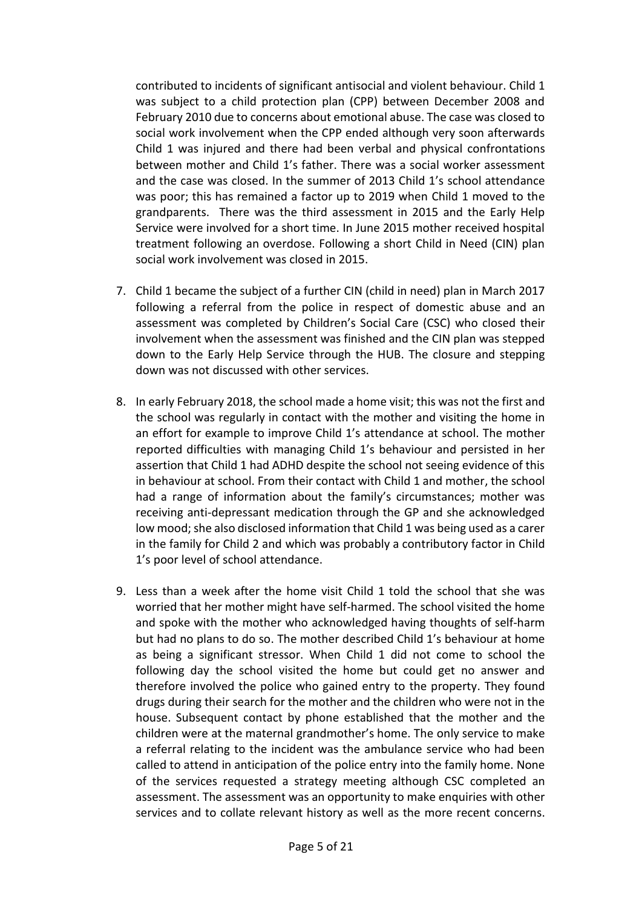contributed to incidents of significant antisocial and violent behaviour. Child 1 was subject to a child protection plan (CPP) between December 2008 and February 2010 due to concerns about emotional abuse. The case was closed to social work involvement when the CPP ended although very soon afterwards Child 1 was injured and there had been verbal and physical confrontations between mother and Child 1's father. There was a social worker assessment and the case was closed. In the summer of 2013 Child 1's school attendance was poor; this has remained a factor up to 2019 when Child 1 moved to the grandparents. There was the third assessment in 2015 and the Early Help Service were involved for a short time. In June 2015 mother received hospital treatment following an overdose. Following a short Child in Need (CIN) plan social work involvement was closed in 2015.

7. Child 1 became the subject of a further CIN (child in need) plan in March 2017 following a referral from the police in respect of domestic abuse and an assessment was completed by Children's Social Care (CSC) who closed their involvement when the assessment was finished and the CIN plan was stepped down to the Early Help Service through the HUB. The closure and stepping down was not discussed with other services.

8. In early February 2018, the school made a home visit; this was not the first and the school was regularly in contact with the mother and visiting the home in an effort for example to improve Child 1's attendance at school. The mother reported difficulties with managing Child 1's behaviour and persisted in her assertion that Child 1 had ADHD despite the school not seeing evidence of this in behaviour at school. From their contact with Child 1 and mother, the school had a range of information about the family's circumstances; mother was receiving anti-depressant medication through the GP and she acknowledged low mood; she also disclosed information that Child 1 was being used as a carer in the family for Child 2 and which was probably a contributory factor in Child 1's poor level of school attendance.

9. Less than a week after the home visit Child 1 told the school that she was worried that her mother might have self-harmed. The school visited the home and spoke with the mother who acknowledged having thoughts of self-harm but had no plans to do so. The mother described Child 1's behaviour at home as being a significant stressor. When Child 1 did not come to school the following day the school visited the home but could get no answer and therefore involved the police who gained entry to the property. They found drugs during their search for the mother and the children who were not in the house. Subsequent contact by phone established that the mother and the children were at the maternal grandmother's home. The only service to make a referral relating to the incident was the ambulance service who had been called to attend in anticipation of the police entry into the family home. None of the services requested a strategy meeting although CSC completed an assessment. The assessment was an opportunity to make enquiries with other services and to collate relevant history as well as the more recent concerns.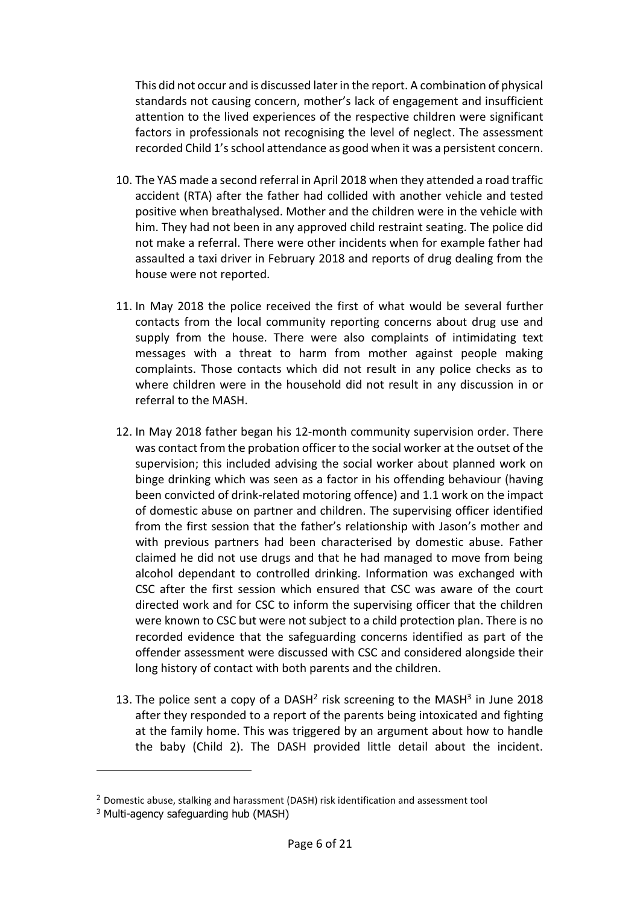This did not occur and is discussed later in the report. A combination of physical standards not causing concern, mother's lack of engagement and insufficient attention to the lived experiences of the respective children were significant factors in professionals not recognising the level of neglect. The assessment recorded Child 1's school attendance as good when it was a persistent concern.

10. The YAS made a second referral in April 2018 when they attended a road traffic accident (RTA) after the father had collided with another vehicle and tested positive when breathalysed. Mother and the children were in the vehicle with him. They had not been in any approved child restraint seating. The police did not make a referral. There were other incidents when for example father had assaulted a taxi driver in February 2018 and reports of drug dealing from the house were not reported.

11. In May 2018 the police received the first of what would be several further contacts from the local community reporting concerns about drug use and supply from the house. There were also complaints of intimidating text messages with a threat to harm from mother against people making complaints. Those contacts which did not result in any police checks as to where children were in the household did not result in any discussion in or referral to the MASH.

12. In May 2018 father began his 12-month community supervision order. There was contact from the probation officer to the social worker at the outset of the supervision; this included advising the social worker about planned work on binge drinking which was seen as a factor in his offending behaviour (having been convicted of drink-related motoring offence) and 1.1 work on the impact of domestic abuse on partner and children. The supervising officer identified from the first session that the father's relationship with Jason's mother and with previous partners had been characterised by domestic abuse. Father claimed he did not use drugs and that he had managed to move from being alcohol dependant to controlled drinking. Information was exchanged with CSC after the first session which ensured that CSC was aware of the court directed work and for CSC to inform the supervising officer that the children were known to CSC but were not subject to a child protection plan. There is no recorded evidence that the safeguarding concerns identified as part of the offender assessment were discussed with CSC and considered alongside their long history of contact with both parents and the children.

13. The police sent a copy of a DASH[2] risk screening to the MASH[3] in June 2018 after they responded to a report of the parents being intoxicated and fighting at the family home. This was triggered by an argument about how to handle the baby (Child 2). The DASH provided little detail about the incident.

[2] Domestic abuse, stalking and harassment (DASH) risk identification and assessment tool

[3] Multi-agency safeguarding hub (MASH)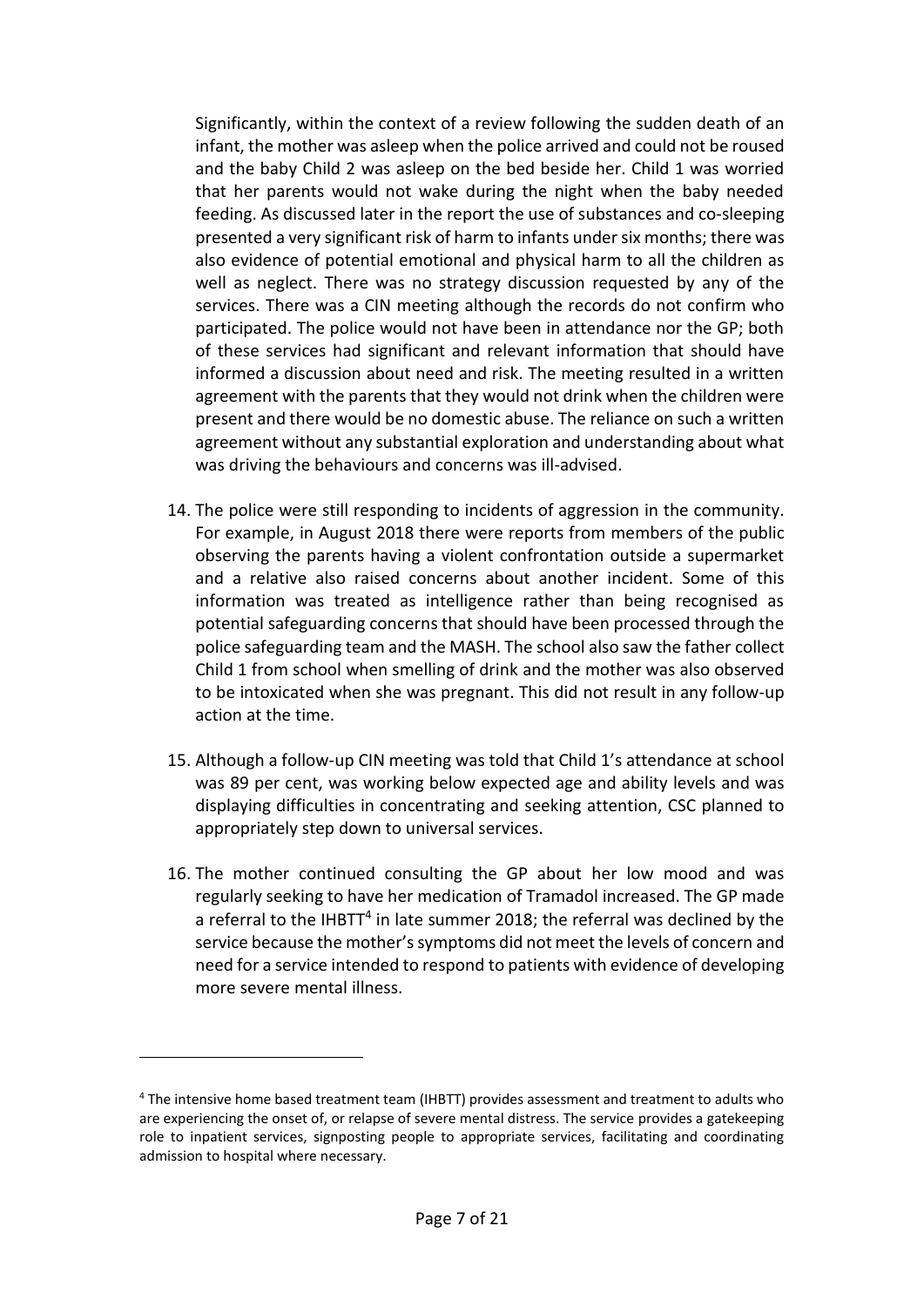Significantly, within the context of a review following the sudden death of an infant, the mother was asleep when the police arrived and could not be roused and the baby Child 2 was asleep on the bed beside her. Child 1 was worried that her parents would not wake during the night when the baby needed feeding. As discussed later in the report the use of substances and co-sleeping presented a very significant risk of harm to infants under six months; there was also evidence of potential emotional and physical harm to all the children as well as neglect. There was no strategy discussion requested by any of the services. There was a CIN meeting although the records do not confirm who participated. The police would not have been in attendance nor the GP; both of these services had significant and relevant information that should have informed a discussion about need and risk. The meeting resulted in a written agreement with the parents that they would not drink when the children were present and there would be no domestic abuse. The reliance on such a written agreement without any substantial exploration and understanding about what was driving the behaviours and concerns was ill-advised.

14. The police were still responding to incidents of aggression in the community. For example, in August 2018 there were reports from members of the public observing the parents having a violent confrontation outside a supermarket and a relative also raised concerns about another incident. Some of this information was treated as intelligence rather than being recognised as potential safeguarding concerns that should have been processed through the police safeguarding team and the MASH. The school also saw the father collect Child 1 from school when smelling of drink and the mother was also observed to be intoxicated when she was pregnant. This did not result in any follow-up action at the time.

15. Although a follow-up CIN meeting was told that Child 1's attendance at school was 89 per cent, was working below expected age and ability levels and was displaying difficulties in concentrating and seeking attention, CSC planned to appropriately step down to universal services.

16. The mother continued consulting the GP about her low mood and was regularly seeking to have her medication of Tramadol increased. The GP made a referral to the IHBTT[4] in late summer 2018; the referral was declined by the service because the mother's symptoms did not meet the levels of concern and need for a service intended to respond to patients with evidence of developing more severe mental illness.

---

[4] The intensive home based treatment team (IHBTT) provides assessment and treatment to adults who are experiencing the onset of, or relapse of severe mental distress. The service provides a gatekeeping role to inpatient services, signposting people to appropriate services, facilitating and coordinating admission to hospital where necessary.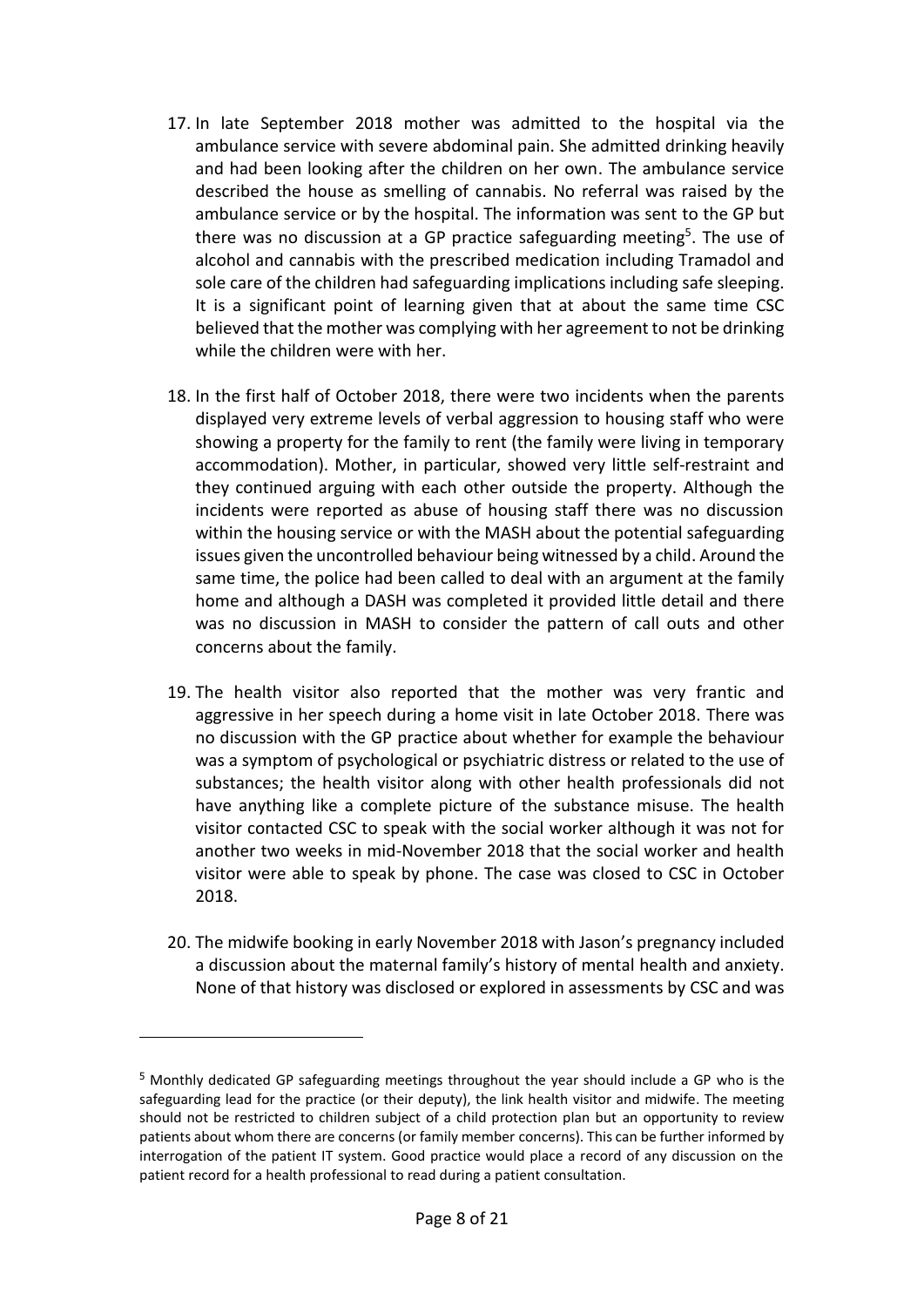17. In late September 2018 mother was admitted to the hospital via the ambulance service with severe abdominal pain. She admitted drinking heavily and had been looking after the children on her own. The ambulance service described the house as smelling of cannabis. No referral was raised by the ambulance service or by the hospital. The information was sent to the GP but there was no discussion at a GP practice safeguarding meeting[5]. The use of alcohol and cannabis with the prescribed medication including Tramadol and sole care of the children had safeguarding implications including safe sleeping. It is a significant point of learning given that at about the same time CSC believed that the mother was complying with her agreement to not be drinking while the children were with her.

18. In the first half of October 2018, there were two incidents when the parents displayed very extreme levels of verbal aggression to housing staff who were showing a property for the family to rent (the family were living in temporary accommodation). Mother, in particular, showed very little self-restraint and they continued arguing with each other outside the property. Although the incidents were reported as abuse of housing staff there was no discussion within the housing service or with the MASH about the potential safeguarding issues given the uncontrolled behaviour being witnessed by a child. Around the same time, the police had been called to deal with an argument at the family home and although a DASH was completed it provided little detail and there was no discussion in MASH to consider the pattern of call outs and other concerns about the family.

19. The health visitor also reported that the mother was very frantic and aggressive in her speech during a home visit in late October 2018. There was no discussion with the GP practice about whether for example the behaviour was a symptom of psychological or psychiatric distress or related to the use of substances; the health visitor along with other health professionals did not have anything like a complete picture of the substance misuse. The health visitor contacted CSC to speak with the social worker although it was not for another two weeks in mid-November 2018 that the social worker and health visitor were able to speak by phone. The case was closed to CSC in October 2018.

20. The midwife booking in early November 2018 with Jason's pregnancy included a discussion about the maternal family's history of mental health and anxiety. None of that history was disclosed or explored in assessments by CSC and was

---

[5] Monthly dedicated GP safeguarding meetings throughout the year should include a GP who is the safeguarding lead for the practice (or their deputy), the link health visitor and midwife. The meeting should not be restricted to children subject of a child protection plan but an opportunity to review patients about whom there are concerns (or family member concerns). This can be further informed by interrogation of the patient IT system. Good practice would place a record of any discussion on the patient record for a health professional to read during a patient consultation.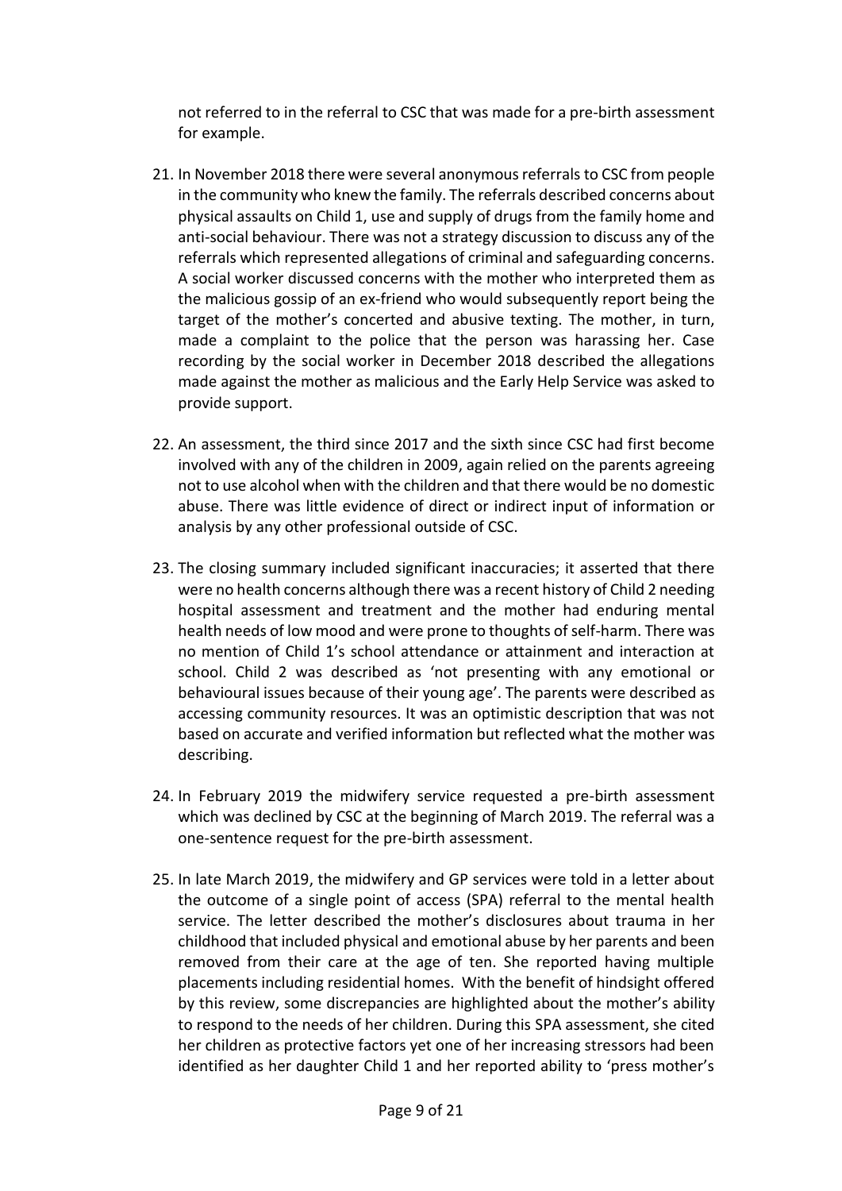not referred to in the referral to CSC that was made for a pre-birth assessment for example.

21. In November 2018 there were several anonymous referrals to CSC from people in the community who knew the family. The referrals described concerns about physical assaults on Child 1, use and supply of drugs from the family home and anti-social behaviour. There was not a strategy discussion to discuss any of the referrals which represented allegations of criminal and safeguarding concerns. A social worker discussed concerns with the mother who interpreted them as the malicious gossip of an ex-friend who would subsequently report being the target of the mother's concerted and abusive texting. The mother, in turn, made a complaint to the police that the person was harassing her. Case recording by the social worker in December 2018 described the allegations made against the mother as malicious and the Early Help Service was asked to provide support.

22. An assessment, the third since 2017 and the sixth since CSC had first become involved with any of the children in 2009, again relied on the parents agreeing not to use alcohol when with the children and that there would be no domestic abuse. There was little evidence of direct or indirect input of information or analysis by any other professional outside of CSC.

23. The closing summary included significant inaccuracies; it asserted that there were no health concerns although there was a recent history of Child 2 needing hospital assessment and treatment and the mother had enduring mental health needs of low mood and were prone to thoughts of self-harm. There was no mention of Child 1's school attendance or attainment and interaction at school. Child 2 was described as 'not presenting with any emotional or behavioural issues because of their young age'. The parents were described as accessing community resources. It was an optimistic description that was not based on accurate and verified information but reflected what the mother was describing.

24. In February 2019 the midwifery service requested a pre-birth assessment which was declined by CSC at the beginning of March 2019. The referral was a one-sentence request for the pre-birth assessment.

25. In late March 2019, the midwifery and GP services were told in a letter about the outcome of a single point of access (SPA) referral to the mental health service. The letter described the mother's disclosures about trauma in her childhood that included physical and emotional abuse by her parents and been removed from their care at the age of ten. She reported having multiple placements including residential homes. With the benefit of hindsight offered by this review, some discrepancies are highlighted about the mother's ability to respond to the needs of her children. During this SPA assessment, she cited her children as protective factors yet one of her increasing stressors had been identified as her daughter Child 1 and her reported ability to 'press mother's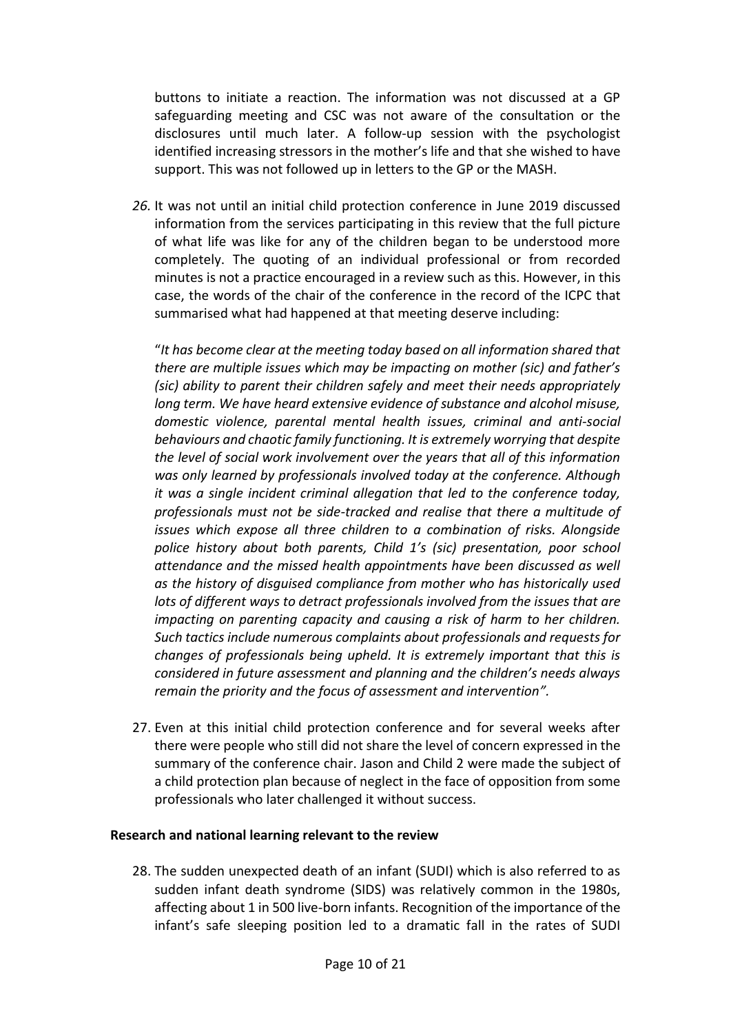buttons to initiate a reaction. The information was not discussed at a GP safeguarding meeting and CSC was not aware of the consultation or the disclosures until much later. A follow-up session with the psychologist identified increasing stressors in the mother's life and that she wished to have support. This was not followed up in letters to the GP or the MASH.

26. It was not until an initial child protection conference in June 2019 discussed information from the services participating in this review that the full picture of what life was like for any of the children began to be understood more completely. The quoting of an individual professional or from recorded minutes is not a practice encouraged in a review such as this. However, in this case, the words of the chair of the conference in the record of the ICPC that summarised what had happened at that meeting deserve including:

   "*It has become clear at the meeting today based on all information shared that there are multiple issues which may be impacting on mother (sic) and father's (sic) ability to parent their children safely and meet their needs appropriately long term. We have heard extensive evidence of substance and alcohol misuse, domestic violence, parental mental health issues, criminal and anti-social behaviours and chaotic family functioning. It is extremely worrying that despite the level of social work involvement over the years that all of this information was only learned by professionals involved today at the conference. Although it was a single incident criminal allegation that led to the conference today, professionals must not be side-tracked and realise that there a multitude of issues which expose all three children to a combination of risks. Alongside police history about both parents, Child 1's (sic) presentation, poor school attendance and the missed health appointments have been discussed as well as the history of disguised compliance from mother who has historically used lots of different ways to detract professionals involved from the issues that are impacting on parenting capacity and causing a risk of harm to her children. Such tactics include numerous complaints about professionals and requests for changes of professionals being upheld. It is extremely important that this is considered in future assessment and planning and the children's needs always remain the priority and the focus of assessment and intervention"*.

27. Even at this initial child protection conference and for several weeks after there were people who still did not share the level of concern expressed in the summary of the conference chair. Jason and Child 2 were made the subject of a child protection plan because of neglect in the face of opposition from some professionals who later challenged it without success.

### Research and national learning relevant to the review

28. The sudden unexpected death of an infant (SUDI) which is also referred to as sudden infant death syndrome (SIDS) was relatively common in the 1980s, affecting about 1 in 500 live-born infants. Recognition of the importance of the infant's safe sleeping position led to a dramatic fall in the rates of SUDI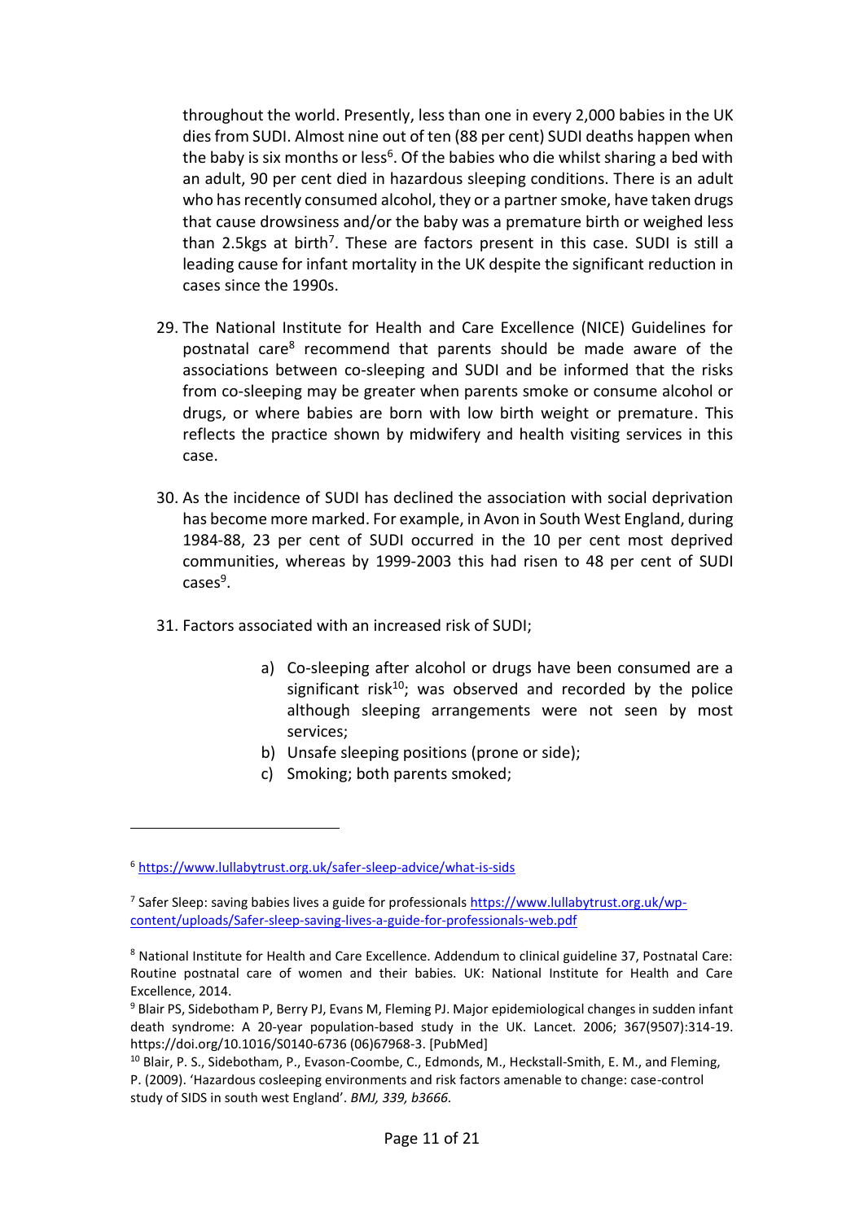throughout the world. Presently, less than one in every 2,000 babies in the UK dies from SUDI. Almost nine out of ten (88 per cent) SUDI deaths happen when the baby is six months or less[6]. Of the babies who die whilst sharing a bed with an adult, 90 per cent died in hazardous sleeping conditions. There is an adult who has recently consumed alcohol, they or a partner smoke, have taken drugs that cause drowsiness and/or the baby was a premature birth or weighed less than 2.5kgs at birth[7]. These are factors present in this case. SUDI is still a leading cause for infant mortality in the UK despite the significant reduction in cases since the 1990s.

29. The National Institute for Health and Care Excellence (NICE) Guidelines for postnatal care[8] recommend that parents should be made aware of the associations between co-sleeping and SUDI and be informed that the risks from co-sleeping may be greater when parents smoke or consume alcohol or drugs, or where babies are born with low birth weight or premature. This reflects the practice shown by midwifery and health visiting services in this case.

30. As the incidence of SUDI has declined the association with social deprivation has become more marked. For example, in Avon in South West England, during 1984-88, 23 per cent of SUDI occurred in the 10 per cent most deprived communities, whereas by 1999-2003 this had risen to 48 per cent of SUDI cases[9].

31. Factors associated with an increased risk of SUDI;

    a) Co-sleeping after alcohol or drugs have been consumed are a significant risk[10]; was observed and recorded by the police although sleeping arrangements were not seen by most services;
    b) Unsafe sleeping positions (prone or side);
    c) Smoking; both parents smoked;

---

[6] https://www.lullabytrust.org.uk/safer-sleep-advice/what-is-sids

[7] Safer Sleep: saving babies lives a guide for professionals https://www.lullabytrust.org.uk/wp-content/uploads/Safer-sleep-saving-lives-a-guide-for-professionals-web.pdf

[8] National Institute for Health and Care Excellence. Addendum to clinical guideline 37, Postnatal Care: Routine postnatal care of women and their babies. UK: National Institute for Health and Care Excellence, 2014.

[9] Blair PS, Sidebotham P, Berry PJ, Evans M, Fleming PJ. Major epidemiological changes in sudden infant death syndrome: A 20-year population-based study in the UK. Lancet. 2006; 367(9507):314-19. https://doi.org/10.1016/S0140-6736 (06)67968-3. [PubMed]

[10] Blair, P. S., Sidebotham, P., Evason-Coombe, C., Edmonds, M., Heckstall-Smith, E. M., and Fleming, P. (2009). 'Hazardous cosleeping environments and risk factors amenable to change: case-control study of SIDS in south west England'. *BMJ, 339, b3666.*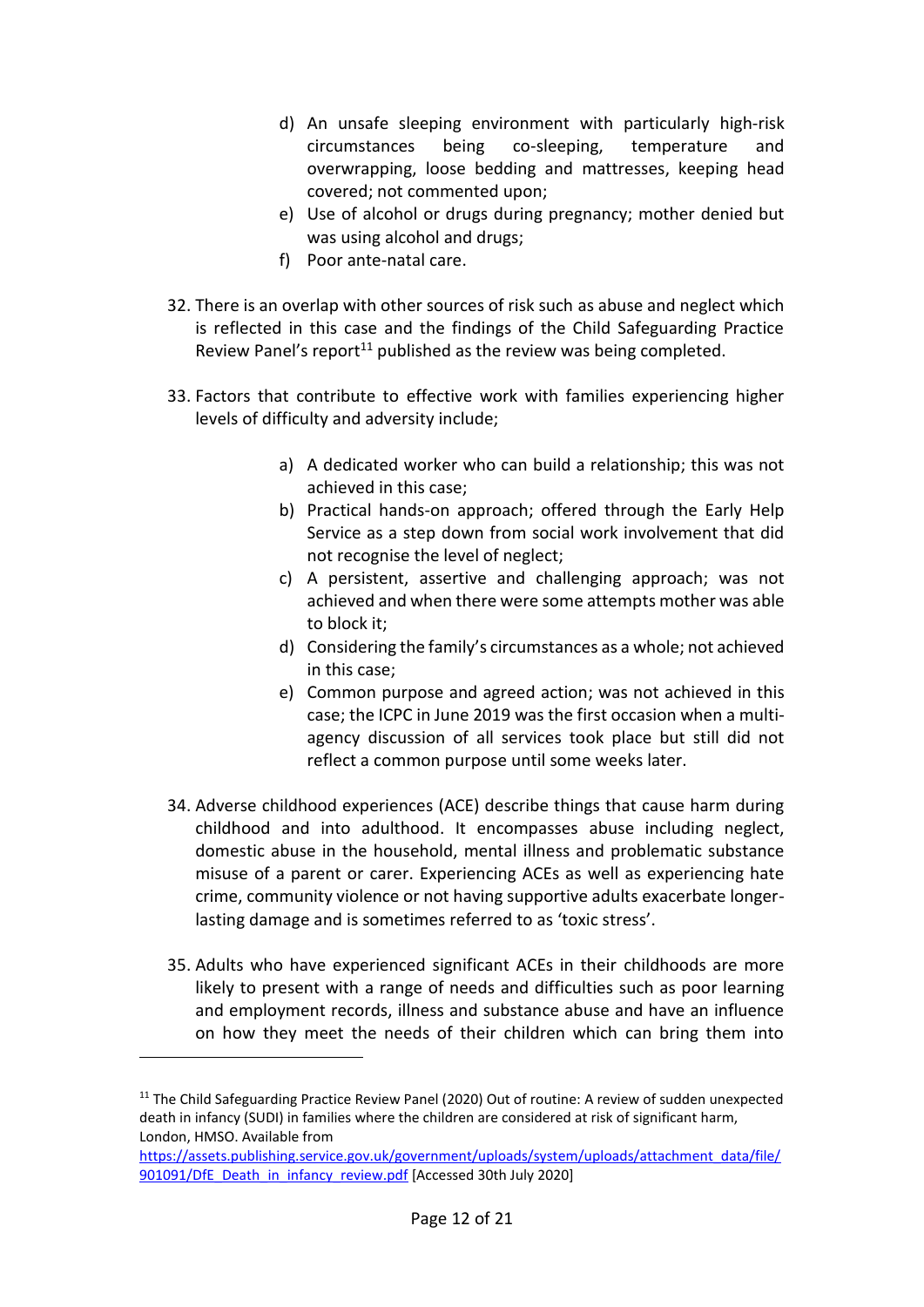d) An unsafe sleeping environment with particularly high-risk circumstances being co-sleeping, temperature and overwrapping, loose bedding and mattresses, keeping head covered; not commented upon;
e) Use of alcohol or drugs during pregnancy; mother denied but was using alcohol and drugs;
f) Poor ante-natal care.

32. There is an overlap with other sources of risk such as abuse and neglect which is reflected in this case and the findings of the Child Safeguarding Practice Review Panel's report[11] published as the review was being completed.

33. Factors that contribute to effective work with families experiencing higher levels of difficulty and adversity include;

    a) A dedicated worker who can build a relationship; this was not achieved in this case;
    b) Practical hands-on approach; offered through the Early Help Service as a step down from social work involvement that did not recognise the level of neglect;
    c) A persistent, assertive and challenging approach; was not achieved and when there were some attempts mother was able to block it;
    d) Considering the family's circumstances as a whole; not achieved in this case;
    e) Common purpose and agreed action; was not achieved in this case; the ICPC in June 2019 was the first occasion when a multi-agency discussion of all services took place but still did not reflect a common purpose until some weeks later.

34. Adverse childhood experiences (ACE) describe things that cause harm during childhood and into adulthood. It encompasses abuse including neglect, domestic abuse in the household, mental illness and problematic substance misuse of a parent or carer. Experiencing ACEs as well as experiencing hate crime, community violence or not having supportive adults exacerbate longer-lasting damage and is sometimes referred to as 'toxic stress'.

35. Adults who have experienced significant ACEs in their childhoods are more likely to present with a range of needs and difficulties such as poor learning and employment records, illness and substance abuse and have an influence on how they meet the needs of their children which can bring them into

---

[11] The Child Safeguarding Practice Review Panel (2020) Out of routine: A review of sudden unexpected death in infancy (SUDI) in families where the children are considered at risk of significant harm, London, HMSO. Available from https://assets.publishing.service.gov.uk/government/uploads/system/uploads/attachment_data/file/901091/DfE_Death_in_infancy_review.pdf [Accessed 30th July 2020]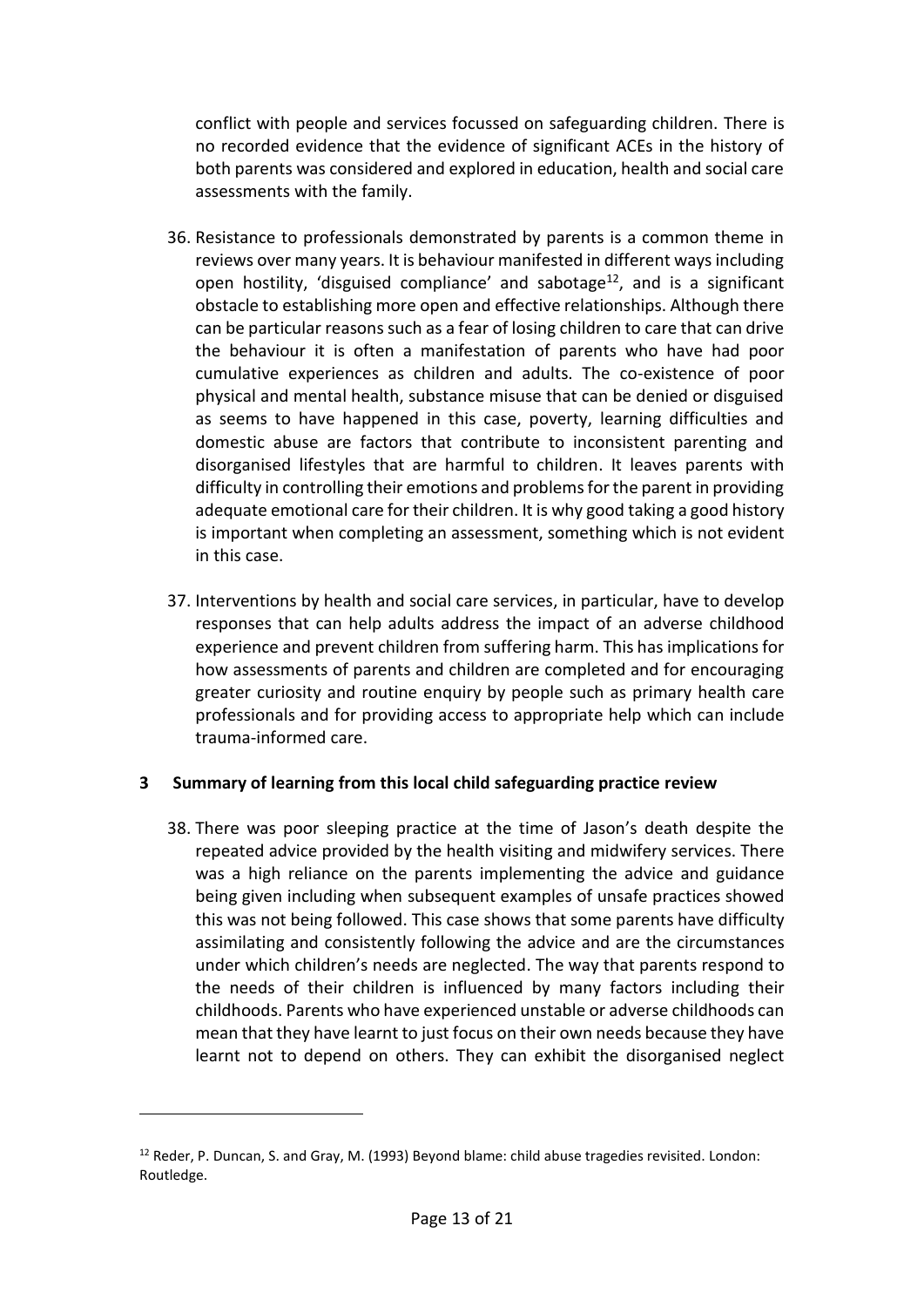conflict with people and services focussed on safeguarding children. There is no recorded evidence that the evidence of significant ACEs in the history of both parents was considered and explored in education, health and social care assessments with the family.

36. Resistance to professionals demonstrated by parents is a common theme in reviews over many years. It is behaviour manifested in different ways including open hostility, 'disguised compliance' and sabotage[12], and is a significant obstacle to establishing more open and effective relationships. Although there can be particular reasons such as a fear of losing children to care that can drive the behaviour it is often a manifestation of parents who have had poor cumulative experiences as children and adults. The co-existence of poor physical and mental health, substance misuse that can be denied or disguised as seems to have happened in this case, poverty, learning difficulties and domestic abuse are factors that contribute to inconsistent parenting and disorganised lifestyles that are harmful to children. It leaves parents with difficulty in controlling their emotions and problems for the parent in providing adequate emotional care for their children. It is why good taking a good history is important when completing an assessment, something which is not evident in this case.

37. Interventions by health and social care services, in particular, have to develop responses that can help adults address the impact of an adverse childhood experience and prevent children from suffering harm. This has implications for how assessments of parents and children are completed and for encouraging greater curiosity and routine enquiry by people such as primary health care professionals and for providing access to appropriate help which can include trauma-informed care.

## 3 Summary of learning from this local child safeguarding practice review

38. There was poor sleeping practice at the time of Jason's death despite the repeated advice provided by the health visiting and midwifery services. There was a high reliance on the parents implementing the advice and guidance being given including when subsequent examples of unsafe practices showed this was not being followed. This case shows that some parents have difficulty assimilating and consistently following the advice and are the circumstances under which children's needs are neglected. The way that parents respond to the needs of their children is influenced by many factors including their childhoods. Parents who have experienced unstable or adverse childhoods can mean that they have learnt to just focus on their own needs because they have learnt not to depend on others. They can exhibit the disorganised neglect

---

[12] Reder, P. Duncan, S. and Gray, M. (1993) Beyond blame: child abuse tragedies revisited. London: Routledge.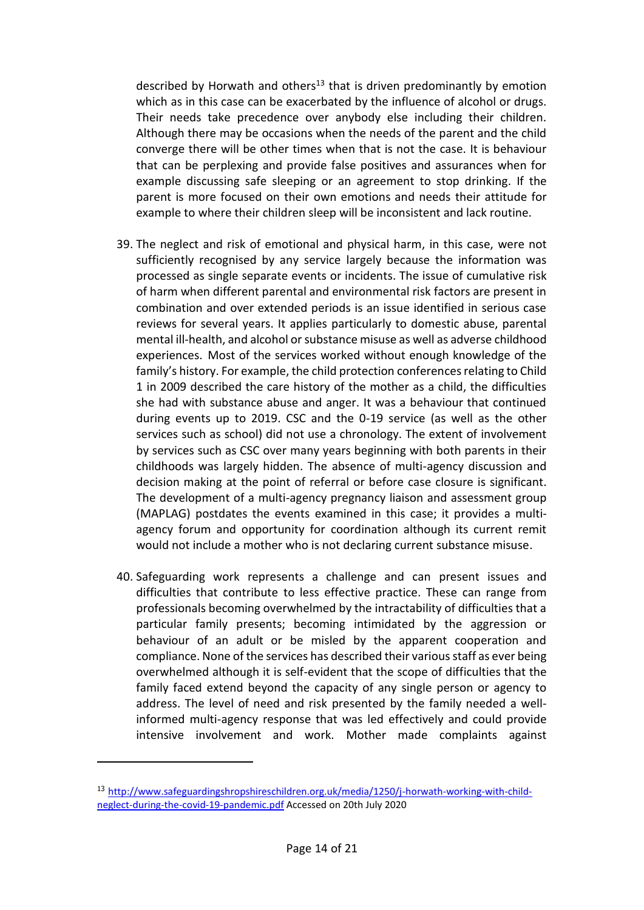described by Horwath and others[13] that is driven predominantly by emotion which as in this case can be exacerbated by the influence of alcohol or drugs. Their needs take precedence over anybody else including their children. Although there may be occasions when the needs of the parent and the child converge there will be other times when that is not the case. It is behaviour that can be perplexing and provide false positives and assurances when for example discussing safe sleeping or an agreement to stop drinking. If the parent is more focused on their own emotions and needs their attitude for example to where their children sleep will be inconsistent and lack routine.

39. The neglect and risk of emotional and physical harm, in this case, were not sufficiently recognised by any service largely because the information was processed as single separate events or incidents. The issue of cumulative risk of harm when different parental and environmental risk factors are present in combination and over extended periods is an issue identified in serious case reviews for several years. It applies particularly to domestic abuse, parental mental ill-health, and alcohol or substance misuse as well as adverse childhood experiences. Most of the services worked without enough knowledge of the family's history. For example, the child protection conferences relating to Child 1 in 2009 described the care history of the mother as a child, the difficulties she had with substance abuse and anger. It was a behaviour that continued during events up to 2019. CSC and the 0-19 service (as well as the other services such as school) did not use a chronology. The extent of involvement by services such as CSC over many years beginning with both parents in their childhoods was largely hidden. The absence of multi-agency discussion and decision making at the point of referral or before case closure is significant. The development of a multi-agency pregnancy liaison and assessment group (MAPLAG) postdates the events examined in this case; it provides a multi-agency forum and opportunity for coordination although its current remit would not include a mother who is not declaring current substance misuse.

40. Safeguarding work represents a challenge and can present issues and difficulties that contribute to less effective practice. These can range from professionals becoming overwhelmed by the intractability of difficulties that a particular family presents; becoming intimidated by the aggression or behaviour of an adult or be misled by the apparent cooperation and compliance. None of the services has described their various staff as ever being overwhelmed although it is self-evident that the scope of difficulties that the family faced extend beyond the capacity of any single person or agency to address. The level of need and risk presented by the family needed a well-informed multi-agency response that was led effectively and could provide intensive involvement and work. Mother made complaints against

---

[13] http://www.safeguardingshropshireschildren.org.uk/media/1250/j-horwath-working-with-child-neglect-during-the-covid-19-pandemic.pdf Accessed on 20th July 2020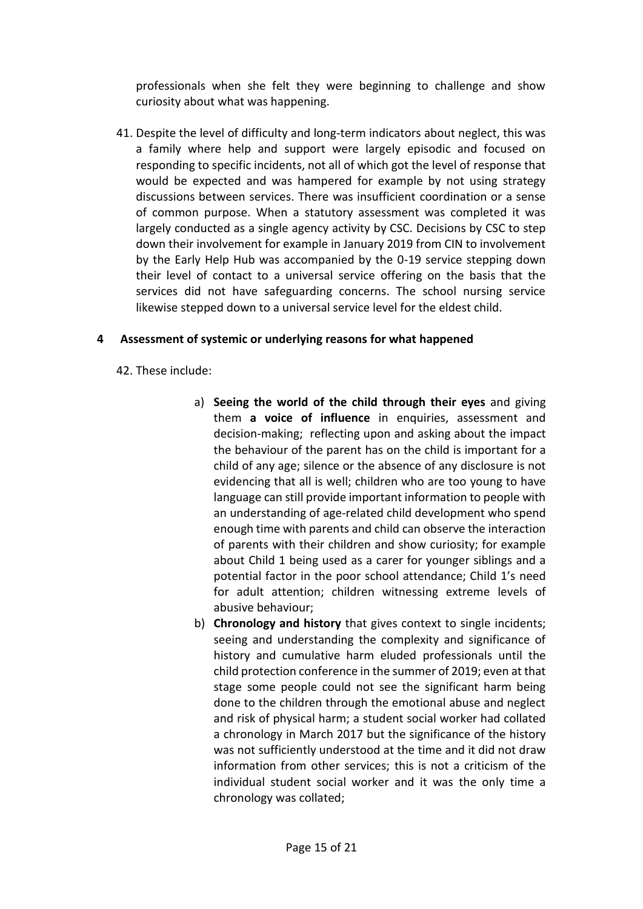professionals when she felt they were beginning to challenge and show curiosity about what was happening.

41. Despite the level of difficulty and long-term indicators about neglect, this was a family where help and support were largely episodic and focused on responding to specific incidents, not all of which got the level of response that would be expected and was hampered for example by not using strategy discussions between services. There was insufficient coordination or a sense of common purpose. When a statutory assessment was completed it was largely conducted as a single agency activity by CSC. Decisions by CSC to step down their involvement for example in January 2019 from CIN to involvement by the Early Help Hub was accompanied by the 0-19 service stepping down their level of contact to a universal service offering on the basis that the services did not have safeguarding concerns. The school nursing service likewise stepped down to a universal service level for the eldest child.

## 4 Assessment of systemic or underlying reasons for what happened

42. These include:

a) **Seeing the world of the child through their eyes** and giving them **a voice of influence** in enquiries, assessment and decision-making; reflecting upon and asking about the impact the behaviour of the parent has on the child is important for a child of any age; silence or the absence of any disclosure is not evidencing that all is well; children who are too young to have language can still provide important information to people with an understanding of age-related child development who spend enough time with parents and child can observe the interaction of parents with their children and show curiosity; for example about Child 1 being used as a carer for younger siblings and a potential factor in the poor school attendance; Child 1's need for adult attention; children witnessing extreme levels of abusive behaviour;

b) **Chronology and history** that gives context to single incidents; seeing and understanding the complexity and significance of history and cumulative harm eluded professionals until the child protection conference in the summer of 2019; even at that stage some people could not see the significant harm being done to the children through the emotional abuse and neglect and risk of physical harm; a student social worker had collated a chronology in March 2017 but the significance of the history was not sufficiently understood at the time and it did not draw information from other services; this is not a criticism of the individual student social worker and it was the only time a chronology was collated;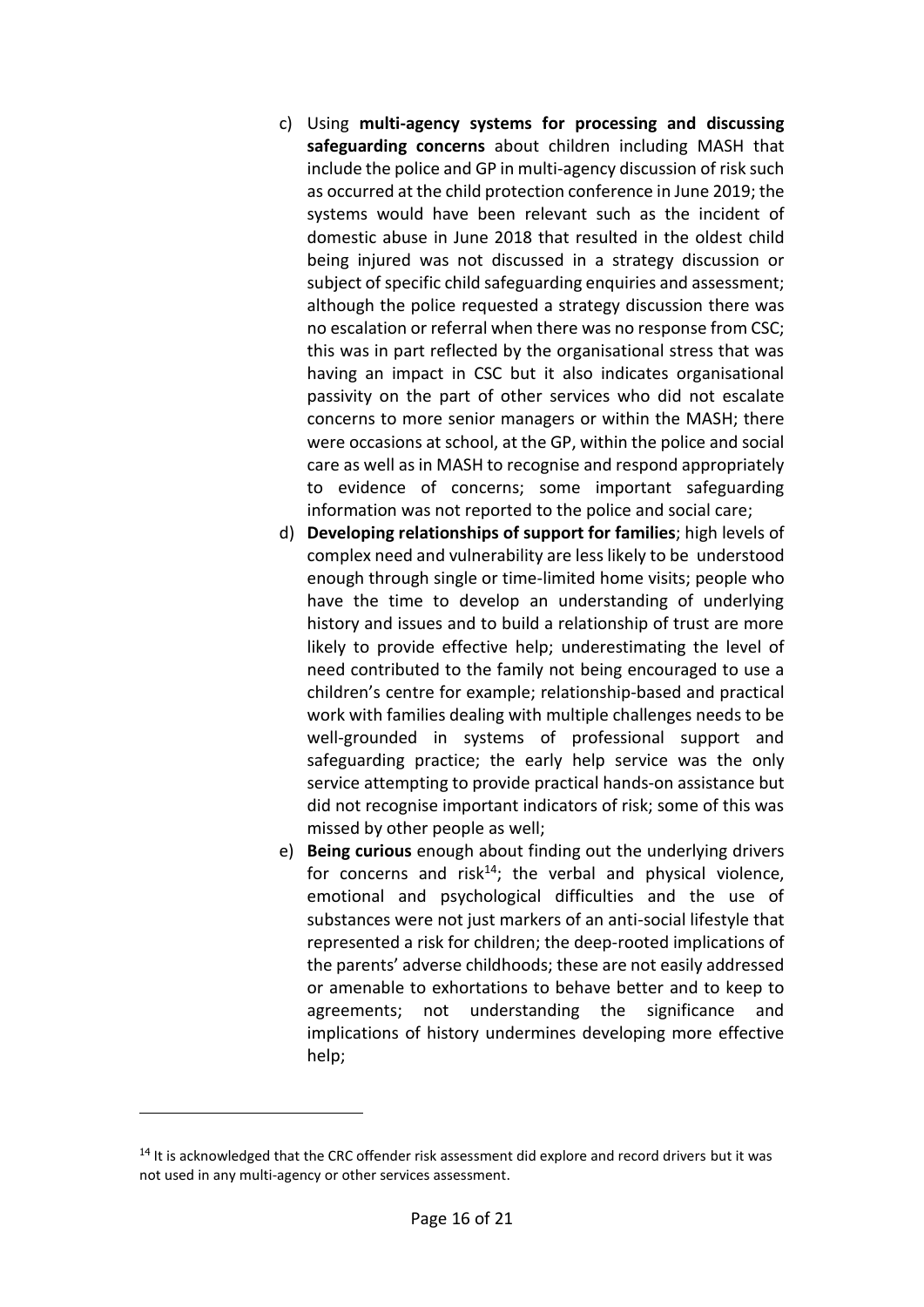c) Using **multi-agency systems for processing and discussing safeguarding concerns** about children including MASH that include the police and GP in multi-agency discussion of risk such as occurred at the child protection conference in June 2019; the systems would have been relevant such as the incident of domestic abuse in June 2018 that resulted in the oldest child being injured was not discussed in a strategy discussion or subject of specific child safeguarding enquiries and assessment; although the police requested a strategy discussion there was no escalation or referral when there was no response from CSC; this was in part reflected by the organisational stress that was having an impact in CSC but it also indicates organisational passivity on the part of other services who did not escalate concerns to more senior managers or within the MASH; there were occasions at school, at the GP, within the police and social care as well as in MASH to recognise and respond appropriately to evidence of concerns; some important safeguarding information was not reported to the police and social care;

d) **Developing relationships of support for families**; high levels of complex need and vulnerability are less likely to be understood enough through single or time-limited home visits; people who have the time to develop an understanding of underlying history and issues and to build a relationship of trust are more likely to provide effective help; underestimating the level of need contributed to the family not being encouraged to use a children's centre for example; relationship-based and practical work with families dealing with multiple challenges needs to be well-grounded in systems of professional support and safeguarding practice; the early help service was the only service attempting to provide practical hands-on assistance but did not recognise important indicators of risk; some of this was missed by other people as well;

e) **Being curious** enough about finding out the underlying drivers for concerns and risk[14]; the verbal and physical violence, emotional and psychological difficulties and the use of substances were not just markers of an anti-social lifestyle that represented a risk for children; the deep-rooted implications of the parents' adverse childhoods; these are not easily addressed or amenable to exhortations to behave better and to keep to agreements; not understanding the significance and implications of history undermines developing more effective help;

---

[14] It is acknowledged that the CRC offender risk assessment did explore and record drivers but it was not used in any multi-agency or other services assessment.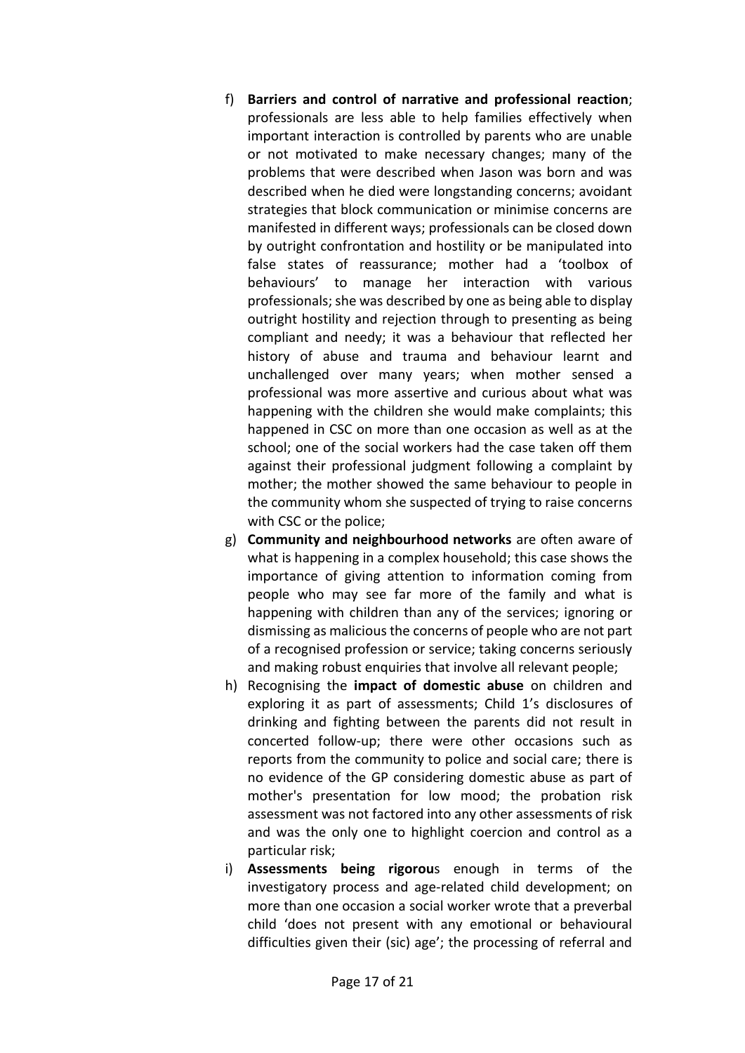f) **Barriers and control of narrative and professional reaction**; professionals are less able to help families effectively when important interaction is controlled by parents who are unable or not motivated to make necessary changes; many of the problems that were described when Jason was born and was described when he died were longstanding concerns; avoidant strategies that block communication or minimise concerns are manifested in different ways; professionals can be closed down by outright confrontation and hostility or be manipulated into false states of reassurance; mother had a 'toolbox of behaviours' to manage her interaction with various professionals; she was described by one as being able to display outright hostility and rejection through to presenting as being compliant and needy; it was a behaviour that reflected her history of abuse and trauma and behaviour learnt and unchallenged over many years; when mother sensed a professional was more assertive and curious about what was happening with the children she would make complaints; this happened in CSC on more than one occasion as well as at the school; one of the social workers had the case taken off them against their professional judgment following a complaint by mother; the mother showed the same behaviour to people in the community whom she suspected of trying to raise concerns with CSC or the police;
g) **Community and neighbourhood networks** are often aware of what is happening in a complex household; this case shows the importance of giving attention to information coming from people who may see far more of the family and what is happening with children than any of the services; ignoring or dismissing as malicious the concerns of people who are not part of a recognised profession or service; taking concerns seriously and making robust enquiries that involve all relevant people;
h) Recognising the **impact of domestic abuse** on children and exploring it as part of assessments; Child 1's disclosures of drinking and fighting between the parents did not result in concerted follow-up; there were other occasions such as reports from the community to police and social care; there is no evidence of the GP considering domestic abuse as part of mother's presentation for low mood; the probation risk assessment was not factored into any other assessments of risk and was the only one to highlight coercion and control as a particular risk;
i) **Assessments being rigorou**s enough in terms of the investigatory process and age-related child development; on more than one occasion a social worker wrote that a preverbal child 'does not present with any emotional or behavioural difficulties given their (sic) age'; the processing of referral and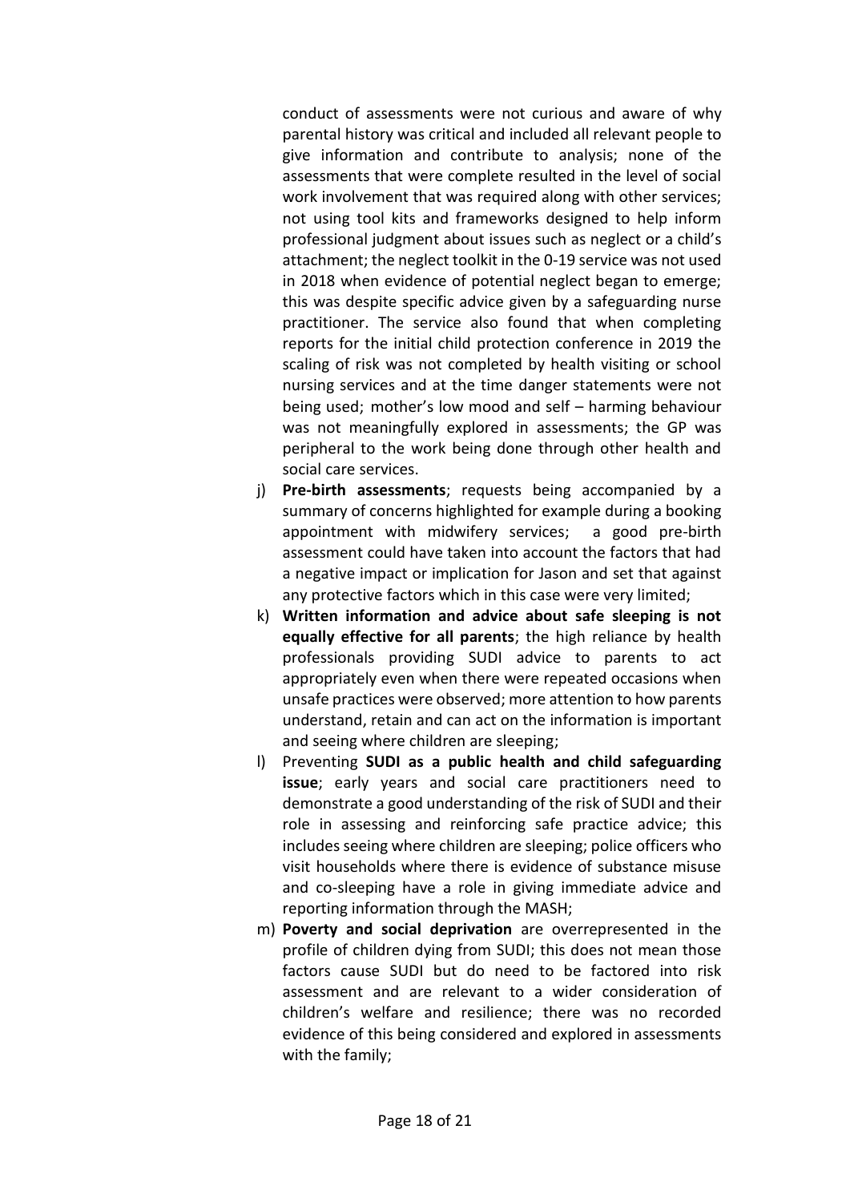conduct of assessments were not curious and aware of why parental history was critical and included all relevant people to give information and contribute to analysis; none of the assessments that were complete resulted in the level of social work involvement that was required along with other services; not using tool kits and frameworks designed to help inform professional judgment about issues such as neglect or a child's attachment; the neglect toolkit in the 0-19 service was not used in 2018 when evidence of potential neglect began to emerge; this was despite specific advice given by a safeguarding nurse practitioner. The service also found that when completing reports for the initial child protection conference in 2019 the scaling of risk was not completed by health visiting or school nursing services and at the time danger statements were not being used; mother's low mood and self – harming behaviour was not meaningfully explored in assessments; the GP was peripheral to the work being done through other health and social care services.

j) **Pre-birth assessments**; requests being accompanied by a summary of concerns highlighted for example during a booking appointment with midwifery services; a good pre-birth assessment could have taken into account the factors that had a negative impact or implication for Jason and set that against any protective factors which in this case were very limited;

k) **Written information and advice about safe sleeping is not equally effective for all parents**; the high reliance by health professionals providing SUDI advice to parents to act appropriately even when there were repeated occasions when unsafe practices were observed; more attention to how parents understand, retain and can act on the information is important and seeing where children are sleeping;

l) Preventing **SUDI as a public health and child safeguarding issue**; early years and social care practitioners need to demonstrate a good understanding of the risk of SUDI and their role in assessing and reinforcing safe practice advice; this includes seeing where children are sleeping; police officers who visit households where there is evidence of substance misuse and co-sleeping have a role in giving immediate advice and reporting information through the MASH;

m) **Poverty and social deprivation** are overrepresented in the profile of children dying from SUDI; this does not mean those factors cause SUDI but do need to be factored into risk assessment and are relevant to a wider consideration of children's welfare and resilience; there was no recorded evidence of this being considered and explored in assessments with the family;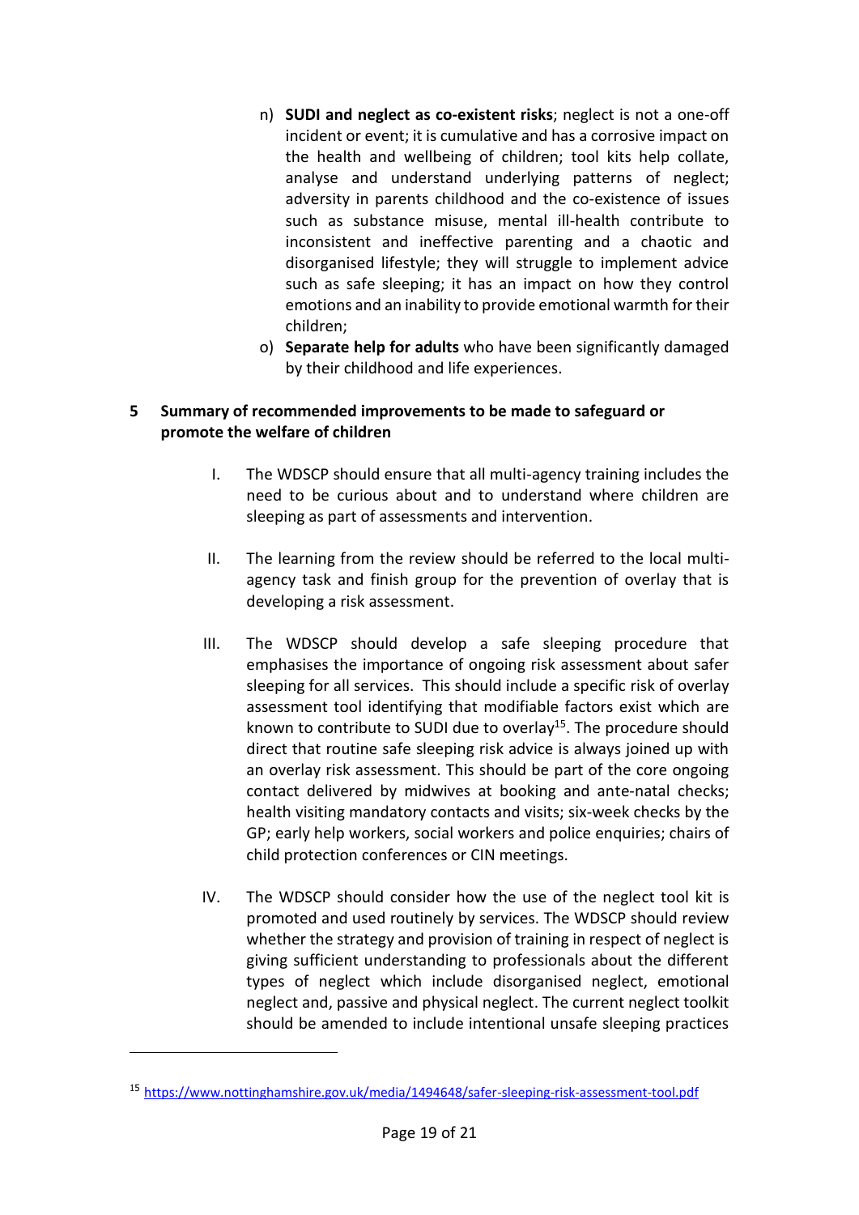n) **SUDI and neglect as co-existent risks**; neglect is not a one-off incident or event; it is cumulative and has a corrosive impact on the health and wellbeing of children; tool kits help collate, analyse and understand underlying patterns of neglect; adversity in parents childhood and the co-existence of issues such as substance misuse, mental ill-health contribute to inconsistent and ineffective parenting and a chaotic and disorganised lifestyle; they will struggle to implement advice such as safe sleeping; it has an impact on how they control emotions and an inability to provide emotional warmth for their children;

o) **Separate help for adults** who have been significantly damaged by their childhood and life experiences.

## 5 Summary of recommended improvements to be made to safeguard or promote the welfare of children

I. The WDSCP should ensure that all multi-agency training includes the need to be curious about and to understand where children are sleeping as part of assessments and intervention.

II. The learning from the review should be referred to the local multi-agency task and finish group for the prevention of overlay that is developing a risk assessment.

III. The WDSCP should develop a safe sleeping procedure that emphasises the importance of ongoing risk assessment about safer sleeping for all services. This should include a specific risk of overlay assessment tool identifying that modifiable factors exist which are known to contribute to SUDI due to overlay[15]. The procedure should direct that routine safe sleeping risk advice is always joined up with an overlay risk assessment. This should be part of the core ongoing contact delivered by midwives at booking and ante-natal checks; health visiting mandatory contacts and visits; six-week checks by the GP; early help workers, social workers and police enquiries; chairs of child protection conferences or CIN meetings.

IV. The WDSCP should consider how the use of the neglect tool kit is promoted and used routinely by services. The WDSCP should review whether the strategy and provision of training in respect of neglect is giving sufficient understanding to professionals about the different types of neglect which include disorganised neglect, emotional neglect and, passive and physical neglect. The current neglect toolkit should be amended to include intentional unsafe sleeping practices

---

[15] https://www.nottinghamshire.gov.uk/media/1494648/safer-sleeping-risk-assessment-tool.pdf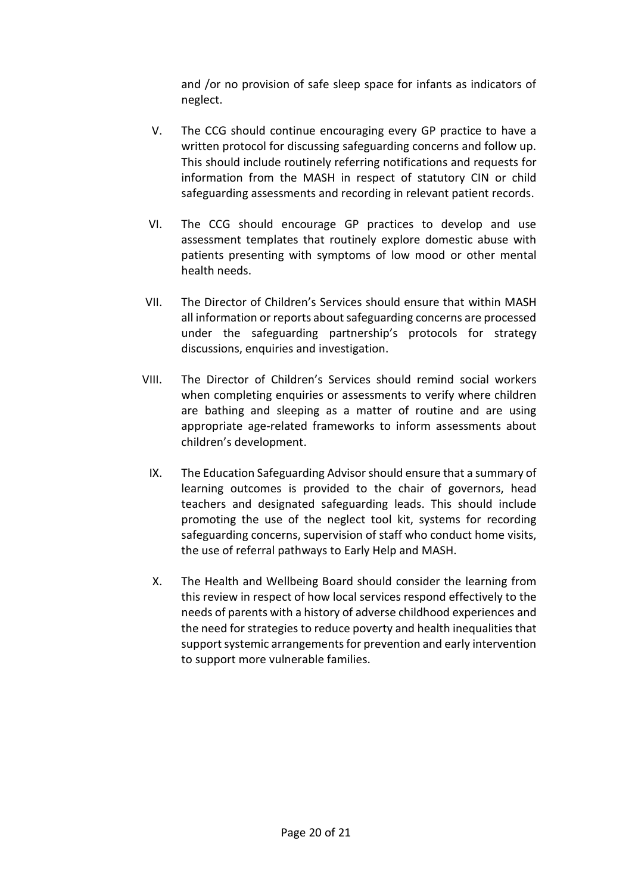and /or no provision of safe sleep space for infants as indicators of neglect.

V. The CCG should continue encouraging every GP practice to have a written protocol for discussing safeguarding concerns and follow up. This should include routinely referring notifications and requests for information from the MASH in respect of statutory CIN or child safeguarding assessments and recording in relevant patient records.

VI. The CCG should encourage GP practices to develop and use assessment templates that routinely explore domestic abuse with patients presenting with symptoms of low mood or other mental health needs.

VII. The Director of Children's Services should ensure that within MASH all information or reports about safeguarding concerns are processed under the safeguarding partnership's protocols for strategy discussions, enquiries and investigation.

VIII. The Director of Children's Services should remind social workers when completing enquiries or assessments to verify where children are bathing and sleeping as a matter of routine and are using appropriate age-related frameworks to inform assessments about children's development.

IX. The Education Safeguarding Advisor should ensure that a summary of learning outcomes is provided to the chair of governors, head teachers and designated safeguarding leads. This should include promoting the use of the neglect tool kit, systems for recording safeguarding concerns, supervision of staff who conduct home visits, the use of referral pathways to Early Help and MASH.

X. The Health and Wellbeing Board should consider the learning from this review in respect of how local services respond effectively to the needs of parents with a history of adverse childhood experiences and the need for strategies to reduce poverty and health inequalities that support systemic arrangements for prevention and early intervention to support more vulnerable families.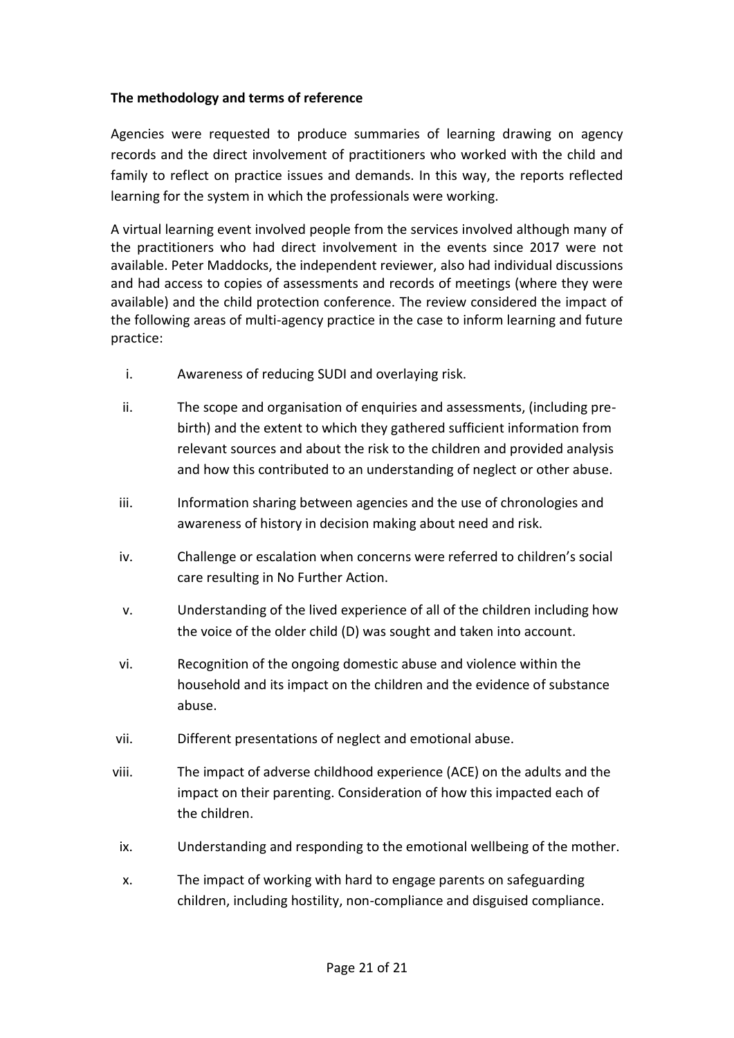**The methodology and terms of reference**

Agencies were requested to produce summaries of learning drawing on agency records and the direct involvement of practitioners who worked with the child and family to reflect on practice issues and demands. In this way, the reports reflected learning for the system in which the professionals were working.

A virtual learning event involved people from the services involved although many of the practitioners who had direct involvement in the events since 2017 were not available. Peter Maddocks, the independent reviewer, also had individual discussions and had access to copies of assessments and records of meetings (where they were available) and the child protection conference. The review considered the impact of the following areas of multi-agency practice in the case to inform learning and future practice:

i. Awareness of reducing SUDI and overlaying risk.

ii. The scope and organisation of enquiries and assessments, (including pre-birth) and the extent to which they gathered sufficient information from relevant sources and about the risk to the children and provided analysis and how this contributed to an understanding of neglect or other abuse.

iii. Information sharing between agencies and the use of chronologies and awareness of history in decision making about need and risk.

iv. Challenge or escalation when concerns were referred to children's social care resulting in No Further Action.

v. Understanding of the lived experience of all of the children including how the voice of the older child (D) was sought and taken into account.

vi. Recognition of the ongoing domestic abuse and violence within the household and its impact on the children and the evidence of substance abuse.

vii. Different presentations of neglect and emotional abuse.

viii. The impact of adverse childhood experience (ACE) on the adults and the impact on their parenting. Consideration of how this impacted each of the children.

ix. Understanding and responding to the emotional wellbeing of the mother.

x. The impact of working with hard to engage parents on safeguarding children, including hostility, non-compliance and disguised compliance.